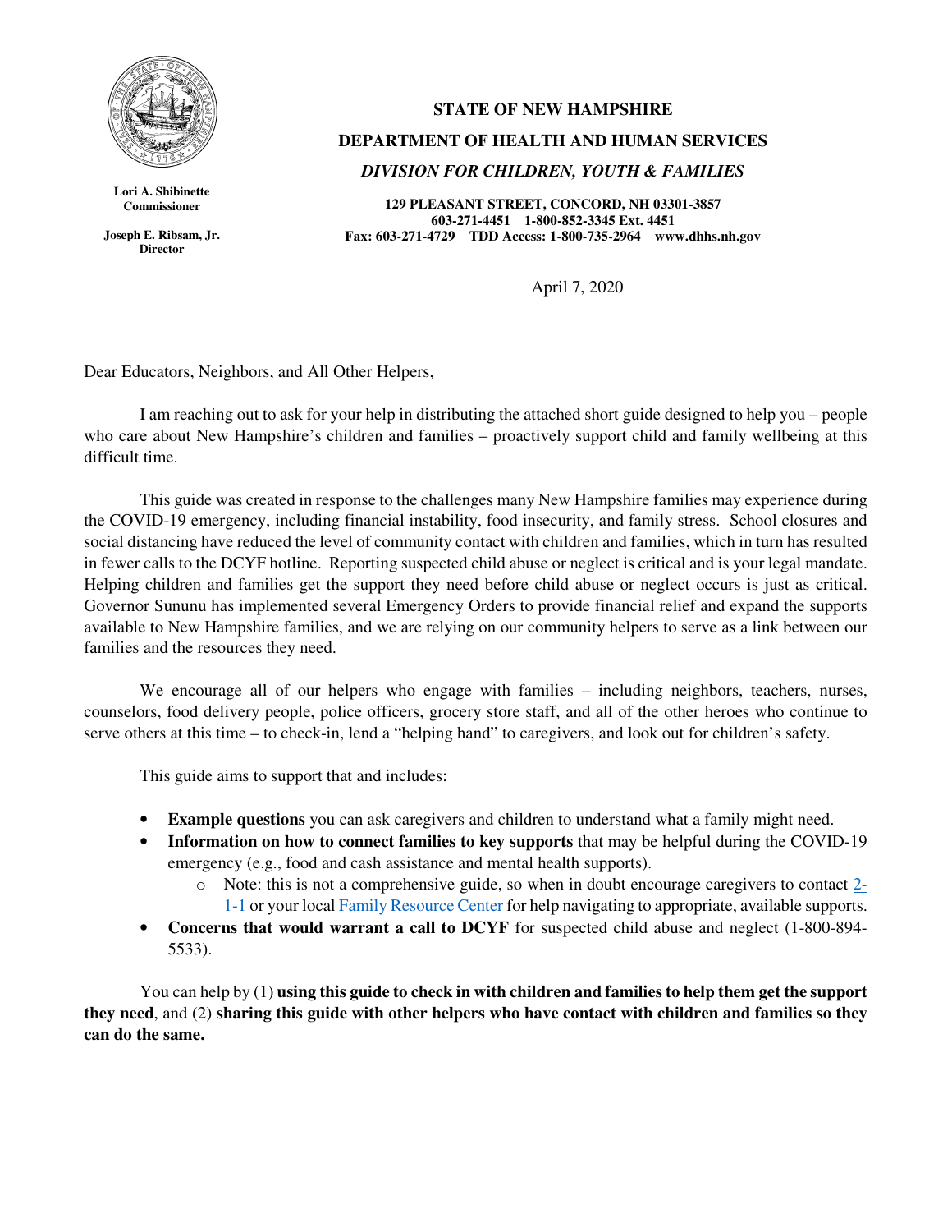Lori A. Shibinette
Commissioner

Joseph E. Ribsam, Jr.
Director

**STATE OF NEW HAMPSHIRE**

**DEPARTMENT OF HEALTH AND HUMAN SERVICES**

***DIVISION FOR CHILDREN, YOUTH & FAMILIES***

**129 PLEASANT STREET, CONCORD, NH 03301-3857**
**603-271-4451 1-800-852-3345 Ext. 4451**
**Fax: 603-271-4729 TDD Access: 1-800-735-2964 www.dhhs.nh.gov**

April 7, 2020

Dear Educators, Neighbors, and All Other Helpers,

I am reaching out to ask for your help in distributing the attached short guide designed to help you – people who care about New Hampshire's children and families – proactively support child and family wellbeing at this difficult time.

This guide was created in response to the challenges many New Hampshire families may experience during the COVID-19 emergency, including financial instability, food insecurity, and family stress. School closures and social distancing have reduced the level of community contact with children and families, which in turn has resulted in fewer calls to the DCYF hotline. Reporting suspected child abuse or neglect is critical and is your legal mandate. Helping children and families get the support they need before child abuse or neglect occurs is just as critical. Governor Sununu has implemented several Emergency Orders to provide financial relief and expand the supports available to New Hampshire families, and we are relying on our community helpers to serve as a link between our families and the resources they need.

We encourage all of our helpers who engage with families – including neighbors, teachers, nurses, counselors, food delivery people, police officers, grocery store staff, and all of the other heroes who continue to serve others at this time – to check-in, lend a "helping hand" to caregivers, and look out for children's safety.

This guide aims to support that and includes:

- **Example questions** you can ask caregivers and children to understand what a family might need.
- **Information on how to connect families to key supports** that may be helpful during the COVID-19 emergency (e.g., food and cash assistance and mental health supports).
    - Note: this is not a comprehensive guide, so when in doubt encourage caregivers to contact 2-1-1 or your local Family Resource Center for help navigating to appropriate, available supports.
- **Concerns that would warrant a call to DCYF** for suspected child abuse and neglect (1-800-894-5533).

You can help by (1) **using this guide to check in with children and families to help them get the support they need**, and (2) **sharing this guide with other helpers who have contact with children and families so they can do the same.**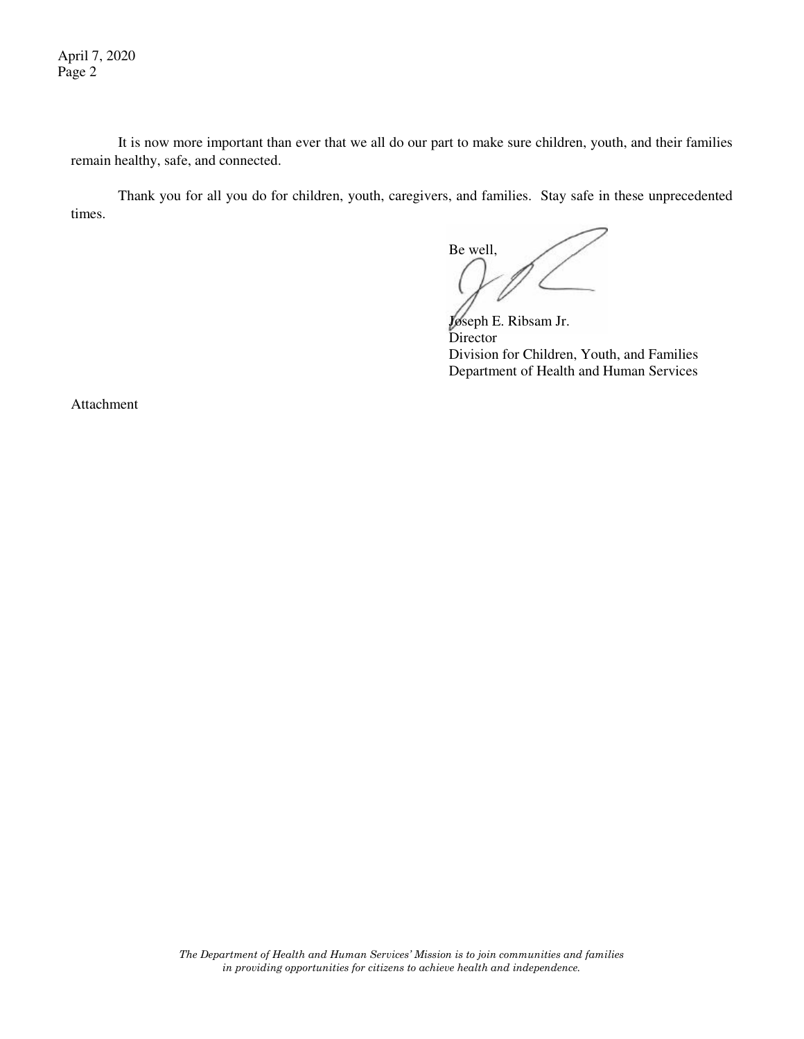It is now more important than ever that we all do our part to make sure children, youth, and their families remain healthy, safe, and connected.

Thank you for all you do for children, youth, caregivers, and families. Stay safe in these unprecedented times.

Be well,

Joseph E. Ribsam Jr.  
Director  
Division for Children, Youth, and Families  
Department of Health and Human Services

Attachment

*The Department of Health and Human Services' Mission is to join communities and families in providing opportunities for citizens to achieve health and independence.*